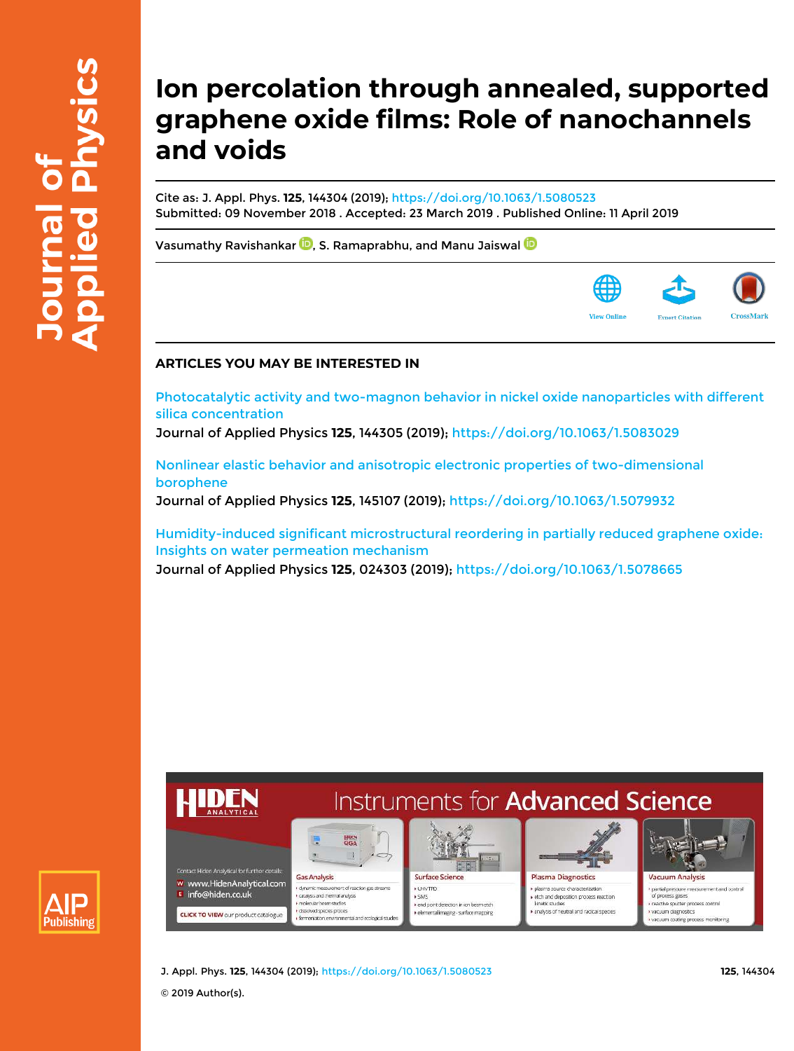# Ion percolation through annealed, supported graphene oxide films: Role of nanochannels and voids

Cite as: J. Appl. Phys. **125**, 144304 (2019); https://doi.org/10.1063/1.5080523
Submitted: 09 November 2018 . Accepted: 23 March 2019 . Published Online: 11 April 2019

Vasumathy Ravishankar, S. Ramaprabhu, and Manu Jaiswal

## ARTICLES YOU MAY BE INTERESTED IN

Photocatalytic activity and two-magnon behavior in nickel oxide nanoparticles with different silica concentration
Journal of Applied Physics **125**, 144305 (2019); https://doi.org/10.1063/1.5083029

Nonlinear elastic behavior and anisotropic electronic properties of two-dimensional borophene
Journal of Applied Physics **125**, 145107 (2019); https://doi.org/10.1063/1.5079932

Humidity-induced significant microstructural reordering in partially reduced graphene oxide: Insights on water permeation mechanism
Journal of Applied Physics **125**, 024303 (2019); https://doi.org/10.1063/1.5078665

© 2019 Author(s).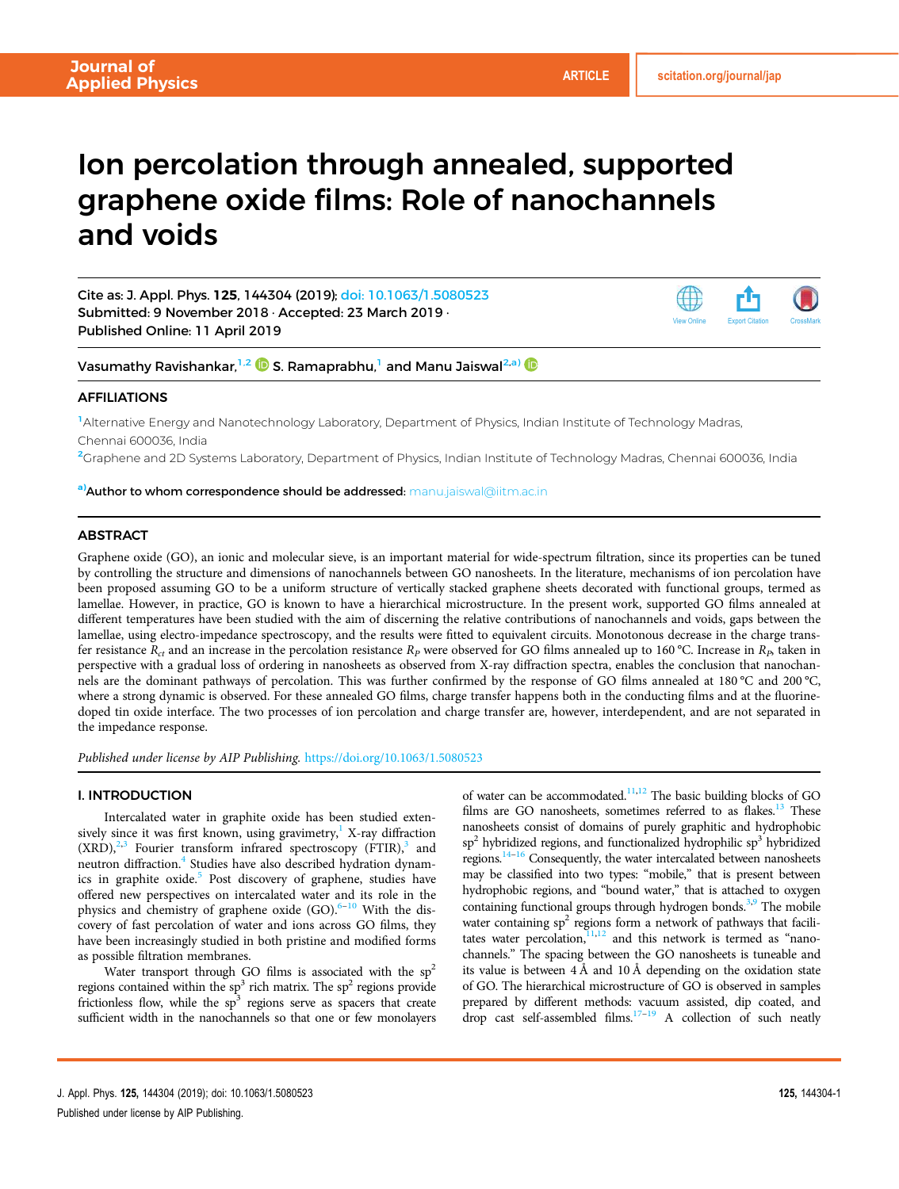# Ion percolation through annealed, supported graphene oxide films: Role of nanochannels and voids

Cite as: J. Appl. Phys. **125**, 144304 (2019); doi: 10.1063/1.5080523
Submitted: 9 November 2018 · Accepted: 23 March 2019 ·
Published Online: 11 April 2019

Vasumathy Ravishankar,[1,2] S. Ramaprabhu,[1] and Manu Jaiswal[2,a)]

## AFFILIATIONS

[1]Alternative Energy and Nanotechnology Laboratory, Department of Physics, Indian Institute of Technology Madras, Chennai 600036, India

[2]Graphene and 2D Systems Laboratory, Department of Physics, Indian Institute of Technology Madras, Chennai 600036, India

[a)]Author to whom correspondence should be addressed: manu.jaiswal@iitm.ac.in

## ABSTRACT

Graphene oxide (GO), an ionic and molecular sieve, is an important material for wide-spectrum filtration, since its properties can be tuned by controlling the structure and dimensions of nanochannels between GO nanosheets. In the literature, mechanisms of ion percolation have been proposed assuming GO to be a uniform structure of vertically stacked graphene sheets decorated with functional groups, termed as lamellae. However, in practice, GO is known to have a hierarchical microstructure. In the present work, supported GO films annealed at different temperatures have been studied with the aim of discerning the relative contributions of nanochannels and voids, gaps between the lamellae, using electro-impedance spectroscopy, and the results were fitted to equivalent circuits. Monotonous decrease in the charge transfer resistance $R_{ct}$ and an increase in the percolation resistance $R_P$ were observed for GO films annealed up to 160 °C. Increase in $R_P$, taken in perspective with a gradual loss of ordering in nanosheets as observed from X-ray diffraction spectra, enables the conclusion that nanochannels are the dominant pathways of percolation. This was further confirmed by the response of GO films annealed at 180 °C and 200 °C, where a strong dynamic is observed. For these annealed GO films, charge transfer happens both in the conducting films and at the fluorine-doped tin oxide interface. The two processes of ion percolation and charge transfer are, however, interdependent, and are not separated in the impedance response.

*Published under license by AIP Publishing.* https://doi.org/10.1063/1.5080523

## I. INTRODUCTION

Intercalated water in graphite oxide has been studied extensively since it was first known, using gravimetry,[1] X-ray diffraction (XRD),[2,3] Fourier transform infrared spectroscopy (FTIR),[3] and neutron diffraction.[4] Studies have also described hydration dynamics in graphite oxide.[5] Post discovery of graphene, studies have offered new perspectives on intercalated water and its role in the physics and chemistry of graphene oxide (GO).[6–10] With the discovery of fast percolation of water and ions across GO films, they have been increasingly studied in both pristine and modified forms as possible filtration membranes.

Water transport through GO films is associated with the $sp^2$ regions contained within the $sp^3$ rich matrix. The $sp^2$ regions provide frictionless flow, while the $sp^3$ regions serve as spacers that create sufficient width in the nanochannels so that one or few monolayers of water can be accommodated.[11,12] The basic building blocks of GO films are GO nanosheets, sometimes referred to as flakes.[13] These nanosheets consist of domains of purely graphitic and hydrophobic $sp^2$ hybridized regions, and functionalized hydrophilic $sp^3$ hybridized regions.[14–16] Consequently, the water intercalated between nanosheets may be classified into two types: "mobile," that is present between hydrophobic regions, and "bound water," that is attached to oxygen containing functional groups through hydrogen bonds.[3,9] The mobile water containing $sp^2$ regions form a network of pathways that facilitates water percolation,[11,12] and this network is termed as "nanochannels." The spacing between the GO nanosheets is tuneable and its value is between 4 Å and 10 Å depending on the oxidation state of GO. The hierarchical microstructure of GO is observed in samples prepared by different methods: vacuum assisted, dip coated, and drop cast self-assembled films.[17–19] A collection of such neatly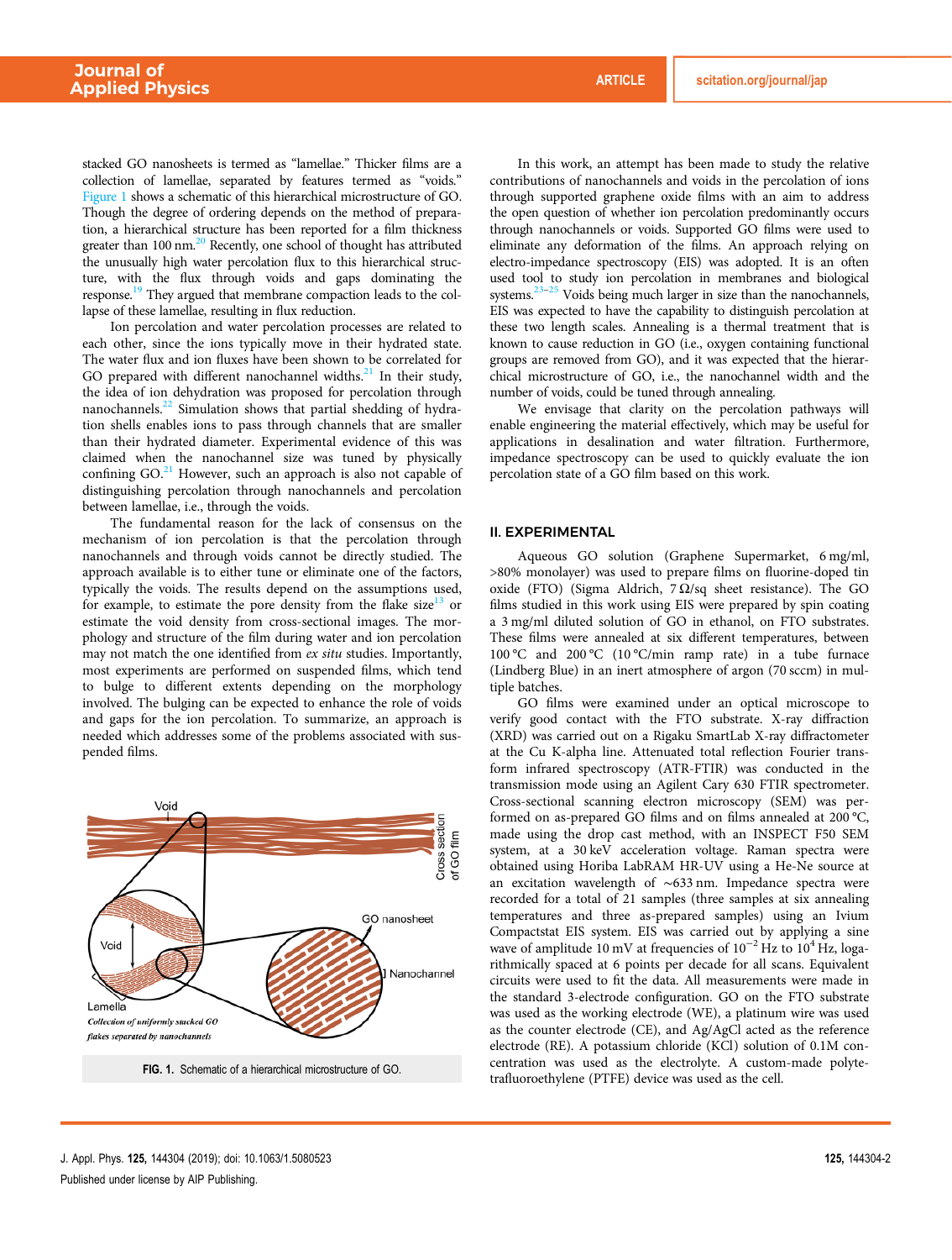stacked GO nanosheets is termed as "lamellae." Thicker films are a collection of lamellae, separated by features termed as "voids." Figure 1 shows a schematic of this hierarchical microstructure of GO. Though the degree of ordering depends on the method of preparation, a hierarchical structure has been reported for a film thickness greater than 100 nm.[20] Recently, one school of thought has attributed the unusually high water percolation flux to this hierarchical structure, with the flux through voids and gaps dominating the response.[19] They argued that membrane compaction leads to the collapse of these lamellae, resulting in flux reduction.

Ion percolation and water percolation processes are related to each other, since the ions typically move in their hydrated state. The water flux and ion fluxes have been shown to be correlated for GO prepared with different nanochannel widths.[21] In their study, the idea of ion dehydration was proposed for percolation through nanochannels.[22] Simulation shows that partial shedding of hydration shells enables ions to pass through channels that are smaller than their hydrated diameter. Experimental evidence of this was claimed when the nanochannel size was tuned by physically confining GO.[21] However, such an approach is also not capable of distinguishing percolation through nanochannels and percolation between lamellae, i.e., through the voids.

The fundamental reason for the lack of consensus on the mechanism of ion percolation is that the percolation through nanochannels and through voids cannot be directly studied. The approach available is to either tune or eliminate one of the factors, typically the voids. The results depend on the assumptions used, for example, to estimate the pore density from the flake size[13] or estimate the void density from cross-sectional images. The morphology and structure of the film during water and ion percolation may not match the one identified from *ex situ* studies. Importantly, most experiments are performed on suspended films, which tend to bulge to different extents depending on the morphology involved. The bulging can be expected to enhance the role of voids and gaps for the ion percolation. To summarize, an approach is needed which addresses some of the problems associated with suspended films.

FIG. 1. Schematic of a hierarchical microstructure of GO.

In this work, an attempt has been made to study the relative contributions of nanochannels and voids in the percolation of ions through supported graphene oxide films with an aim to address the open question of whether ion percolation predominantly occurs through nanochannels or voids. Supported GO films were used to eliminate any deformation of the films. An approach relying on electro-impedance spectroscopy (EIS) was adopted. It is an often used tool to study ion percolation in membranes and biological systems.[23–25] Voids being much larger in size than the nanochannels, EIS was expected to have the capability to distinguish percolation at these two length scales. Annealing is a thermal treatment that is known to cause reduction in GO (i.e., oxygen containing functional groups are removed from GO), and it was expected that the hierarchical microstructure of GO, i.e., the nanochannel width and the number of voids, could be tuned through annealing.

We envisage that clarity on the percolation pathways will enable engineering the material effectively, which may be useful for applications in desalination and water filtration. Furthermore, impedance spectroscopy can be used to quickly evaluate the ion percolation state of a GO film based on this work.

## II. EXPERIMENTAL

Aqueous GO solution (Graphene Supermarket, 6 mg/ml, >80% monolayer) was used to prepare films on fluorine-doped tin oxide (FTO) (Sigma Aldrich, 7 Ω/sq sheet resistance). The GO films studied in this work using EIS were prepared by spin coating a 3 mg/ml diluted solution of GO in ethanol, on FTO substrates. These films were annealed at six different temperatures, between 100 °C and 200 °C (10 °C/min ramp rate) in a tube furnace (Lindberg Blue) in an inert atmosphere of argon (70 sccm) in multiple batches.

GO films were examined under an optical microscope to verify good contact with the FTO substrate. X-ray diffraction (XRD) was carried out on a Rigaku SmartLab X-ray diffractometer at the Cu K-alpha line. Attenuated total reflection Fourier transform infrared spectroscopy (ATR-FTIR) was conducted in the transmission mode using an Agilent Cary 630 FTIR spectrometer. Cross-sectional scanning electron microscopy (SEM) was performed on as-prepared GO films and on films annealed at 200 °C, made using the drop cast method, with an INSPECT F50 SEM system, at a 30 keV acceleration voltage. Raman spectra were obtained using Horiba LabRAM HR-UV using a He-Ne source at an excitation wavelength of ∼633 nm. Impedance spectra were recorded for a total of 21 samples (three samples at six annealing temperatures and three as-prepared samples) using an Ivium Compactstat EIS system. EIS was carried out by applying a sine wave of amplitude 10 mV at frequencies of $10^{-2}$ Hz to $10^{4}$ Hz, logarithmically spaced at 6 points per decade for all scans. Equivalent circuits were used to fit the data. All measurements were made in the standard 3-electrode configuration. GO on the FTO substrate was used as the working electrode (WE), a platinum wire was used as the counter electrode (CE), and Ag/AgCl acted as the reference electrode (RE). A potassium chloride (KCl) solution of 0.1M concentration was used as the electrolyte. A custom-made polytetrafluoroethylene (PTFE) device was used as the cell.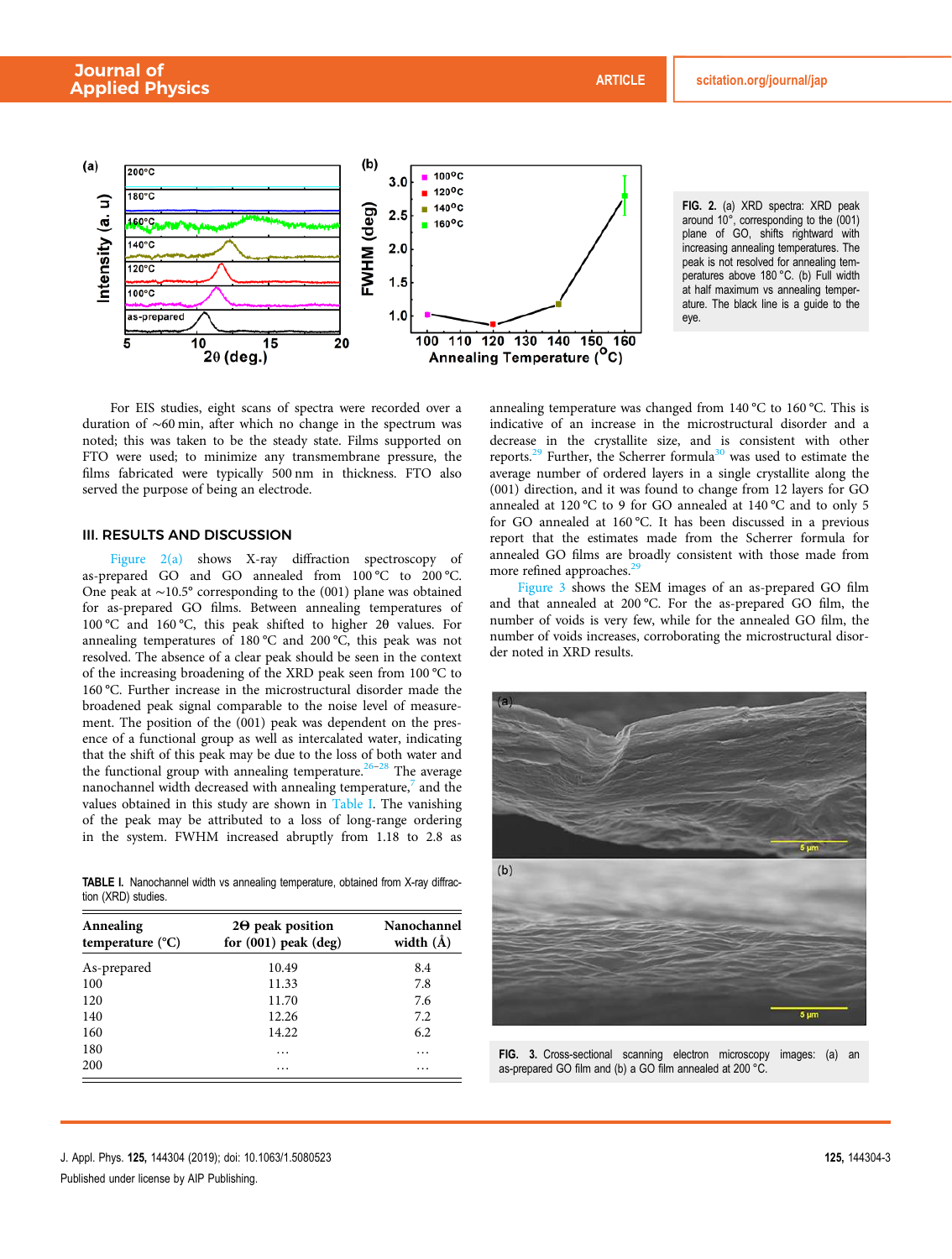FIG. 2. (a) XRD spectra: XRD peak around 10°, corresponding to the (001) plane of GO, shifts rightward with increasing annealing temperatures. The peak is not resolved for annealing temperatures above 180 °C. (b) Full width at half maximum vs annealing temperature. The black line is a guide to the eye.

For EIS studies, eight scans of spectra were recorded over a duration of ∼60 min, after which no change in the spectrum was noted; this was taken to be the steady state. Films supported on FTO were used; to minimize any transmembrane pressure, the films fabricated were typically 500 nm in thickness. FTO also served the purpose of being an electrode.

## III. RESULTS AND DISCUSSION

Figure 2(a) shows X-ray diffraction spectroscopy of as-prepared GO and GO annealed from 100 °C to 200 °C. One peak at ∼10.5° corresponding to the (001) plane was obtained for as-prepared GO films. Between annealing temperatures of 100 °C and 160 °C, this peak shifted to higher 2θ values. For annealing temperatures of 180 °C and 200 °C, this peak was not resolved. The absence of a clear peak should be seen in the context of the increasing broadening of the XRD peak seen from 100 °C to 160 °C. Further increase in the microstructural disorder made the broadened peak signal comparable to the noise level of measurement. The position of the (001) peak was dependent on the presence of a functional group as well as intercalated water, indicating that the shift of this peak may be due to the loss of both water and the functional group with annealing temperature.[26–28] The average nanochannel width decreased with annealing temperature,[7] and the values obtained in this study are shown in Table I. The vanishing of the peak may be attributed to a loss of long-range ordering in the system. FWHM increased abruptly from 1.18 to 2.8 as annealing temperature was changed from 140 °C to 160 °C. This is indicative of an increase in the microstructural disorder and a decrease in the crystallite size, and is consistent with other reports.[29] Further, the Scherrer formula[30] was used to estimate the average number of ordered layers in a single crystallite along the (001) direction, and it was found to change from 12 layers for GO annealed at 120 °C to 9 for GO annealed at 140 °C and to only 5 for GO annealed at 160 °C. It has been discussed in a previous report that the estimates made from the Scherrer formula for annealed GO films are broadly consistent with those made from more refined approaches.[29]

TABLE I. Nanochannel width vs annealing temperature, obtained from X-ray diffraction (XRD) studies.

| Annealing temperature (°C) | 2Θ peak position for (001) peak (deg) | Nanochannel width (Å) |
|---|---|---|
| As-prepared | 10.49 | 8.4 |
| 100 | 11.33 | 7.8 |
| 120 | 11.70 | 7.6 |
| 140 | 12.26 | 7.2 |
| 160 | 14.22 | 6.2 |
| 180 | … | … |
| 200 | … | … |

Figure 3 shows the SEM images of an as-prepared GO film and that annealed at 200 °C. For the as-prepared GO film, the number of voids is very few, while for the annealed GO film, the number of voids increases, corroborating the microstructural disorder noted in XRD results.

FIG. 3. Cross-sectional scanning electron microscopy images: (a) an as-prepared GO film and (b) a GO film annealed at 200 °C.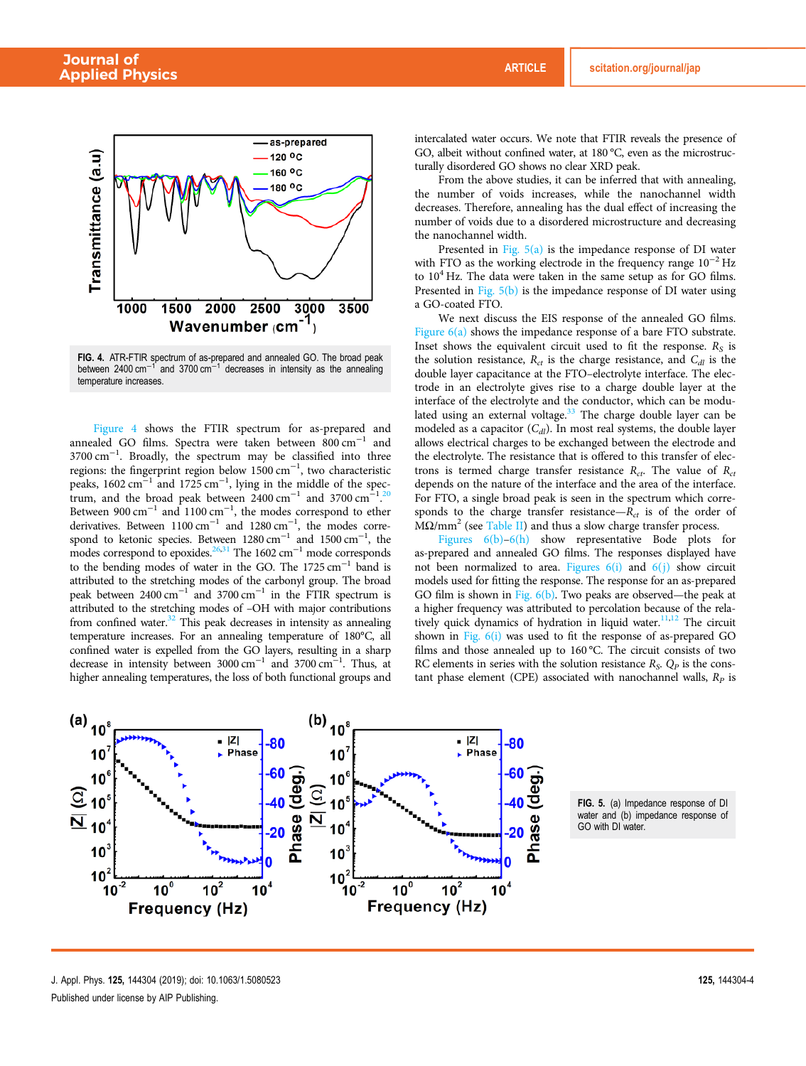FIG. 4. ATR-FTIR spectrum of as-prepared and annealed GO. The broad peak between 2400 cm$^{-1}$ and 3700 cm$^{-1}$ decreases in intensity as the annealing temperature increases.

Figure 4 shows the FTIR spectrum for as-prepared and annealed GO films. Spectra were taken between 800 cm$^{-1}$ and 3700 cm$^{-1}$. Broadly, the spectrum may be classified into three regions: the fingerprint region below 1500 cm$^{-1}$, two characteristic peaks, 1602 cm$^{-1}$ and 1725 cm$^{-1}$, lying in the middle of the spectrum, and the broad peak between 2400 cm$^{-1}$ and 3700 cm$^{-1}$.[20] Between 900 cm$^{-1}$ and 1100 cm$^{-1}$, the modes correspond to ether derivatives. Between 1100 cm$^{-1}$ and 1280 cm$^{-1}$, the modes correspond to ketonic species. Between 1280 cm$^{-1}$ and 1500 cm$^{-1}$, the modes correspond to epoxides.[26,31] The 1602 cm$^{-1}$ mode corresponds to the bending modes of water in the GO. The 1725 cm$^{-1}$ band is attributed to the stretching modes of the carbonyl group. The broad peak between 2400 cm$^{-1}$ and 3700 cm$^{-1}$ in the FTIR spectrum is attributed to the stretching modes of –OH with major contributions from confined water.[32] This peak decreases in intensity as annealing temperature increases. For an annealing temperature of 180°C, all confined water is expelled from the GO layers, resulting in a sharp decrease in intensity between 3000 cm$^{-1}$ and 3700 cm$^{-1}$. Thus, at higher annealing temperatures, the loss of both functional groups and intercalated water occurs. We note that FTIR reveals the presence of GO, albeit without confined water, at 180 °C, even as the microstructurally disordered GO shows no clear XRD peak.

From the above studies, it can be inferred that with annealing, the number of voids increases, while the nanochannel width decreases. Therefore, annealing has the dual effect of increasing the number of voids due to a disordered microstructure and decreasing the nanochannel width.

Presented in Fig. 5(a) is the impedance response of DI water with FTO as the working electrode in the frequency range $10^{-2}$ Hz to $10^{4}$ Hz. The data were taken in the same setup as for GO films. Presented in Fig. 5(b) is the impedance response of DI water using a GO-coated FTO.

We next discuss the EIS response of the annealed GO films. Figure 6(a) shows the impedance response of a bare FTO substrate. Inset shows the equivalent circuit used to fit the response. $R_S$ is the solution resistance, $R_{ct}$ is the charge resistance, and $C_{dl}$ is the double layer capacitance at the FTO–electrolyte interface. The electrode in an electrolyte gives rise to a charge double layer at the interface of the electrolyte and the conductor, which can be modulated using an external voltage.[33] The charge double layer can be modeled as a capacitor ($C_{dl}$). In most real systems, the double layer allows electrical charges to be exchanged between the electrode and the electrolyte. The resistance that is offered to this transfer of electrons is termed charge transfer resistance $R_{ct}$. The value of $R_{ct}$ depends on the nature of the interface and the area of the interface. For FTO, a single broad peak is seen in the spectrum which corresponds to the charge transfer resistance—$R_{ct}$ is of the order of MΩ/mm$^2$ (see Table II) and thus a slow charge transfer process.

Figures 6(b)–6(h) show representative Bode plots for as-prepared and annealed GO films. The responses displayed have not been normalized to area. Figures 6(i) and 6(j) show circuit models used for fitting the response. The response for an as-prepared GO film is shown in Fig. 6(b). Two peaks are observed—the peak at a higher frequency was attributed to percolation because of the relatively quick dynamics of hydration in liquid water.[11,12] The circuit shown in Fig. 6(i) was used to fit the response of as-prepared GO films and those annealed up to 160 °C. The circuit consists of two RC elements in series with the solution resistance $R_S$. $Q_P$ is the constant phase element (CPE) associated with nanochannel walls, $R_P$ is

FIG. 5. (a) Impedance response of DI water and (b) impedance response of GO with DI water.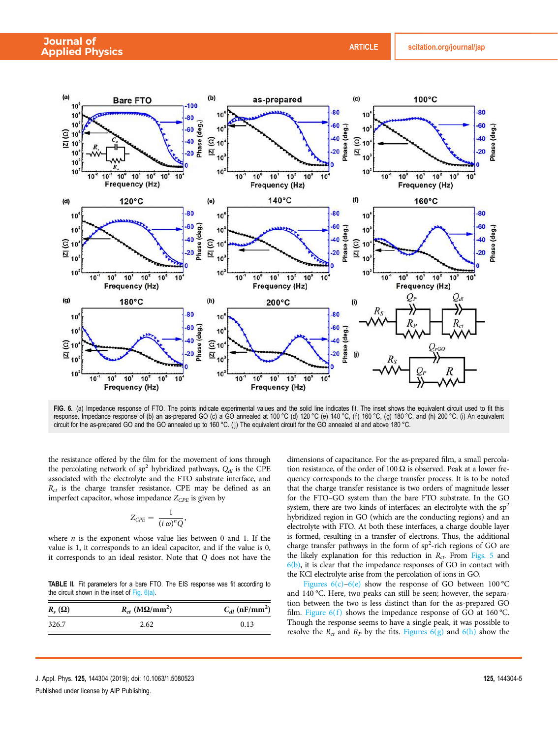FIG. 6. (a) Impedance response of FTO. The points indicate experimental values and the solid line indicates fit. The inset shows the equivalent circuit used to fit this response. Impedance response of (b) an as-prepared GO (c) a GO annealed at 100 °C (d) 120 °C (e) 140 °C, (f) 160 °C, (g) 180 °C, and (h) 200 °C. (i) An equivalent circuit for the as-prepared GO and the GO annealed up to 160 °C. (j) The equivalent circuit for the GO annealed at and above 180 °C.

the resistance offered by the film for the movement of ions through the percolating network of $sp^2$ hybridized pathways, $Q_{dl}$ is the CPE associated with the electrolyte and the FTO substrate interface, and $R_{ct}$ is the charge transfer resistance. CPE may be defined as an imperfect capacitor, whose impedance $Z_{CPE}$ is given by

$$Z_{CPE} = \frac{1}{(i\,\omega)^n Q},$$

where $n$ is the exponent whose value lies between 0 and 1. If the value is 1, it corresponds to an ideal capacitor, and if the value is 0, it corresponds to an ideal resistor. Note that $Q$ does not have the dimensions of capacitance. For the as-prepared film, a small percolation resistance, of the order of 100 Ω is observed. Peak at a lower frequency corresponds to the charge transfer process. It is to be noted that the charge transfer resistance is two orders of magnitude lesser for the FTO–GO system than the bare FTO substrate. In the GO system, there are two kinds of interfaces: an electrolyte with the $sp^2$ hybridized region in GO (which are the conducting regions) and an electrolyte with FTO. At both these interfaces, a charge double layer is formed, resulting in a transfer of electrons. Thus, the additional charge transfer pathways in the form of $sp^2$-rich regions of GO are the likely explanation for this reduction in $R_{ct}$. From Figs. 5 and 6(b), it is clear that the impedance responses of GO in contact with the KCl electrolyte arise from the percolation of ions in GO.

Figures 6(c)–6(e) show the response of GO between 100 °C and 140 °C. Here, two peaks can still be seen; however, the separation between the two is less distinct than for the as-prepared GO film. Figure 6(f) shows the impedance response of GO at 160 °C. Though the response seems to have a single peak, it was possible to resolve the $R_{ct}$ and $R_P$ by the fits. Figures 6(g) and 6(h) show the

TABLE II. Fit parameters for a bare FTO. The EIS response was fit according to the circuit shown in the inset of Fig. 6(a).

| $R_s$ (Ω) | $R_{ct}$ (MΩ/mm$^2$) | $C_{dl}$ (nF/mm$^2$) |
|---|---|---|
| 326.7 | 2.62 | 0.13 |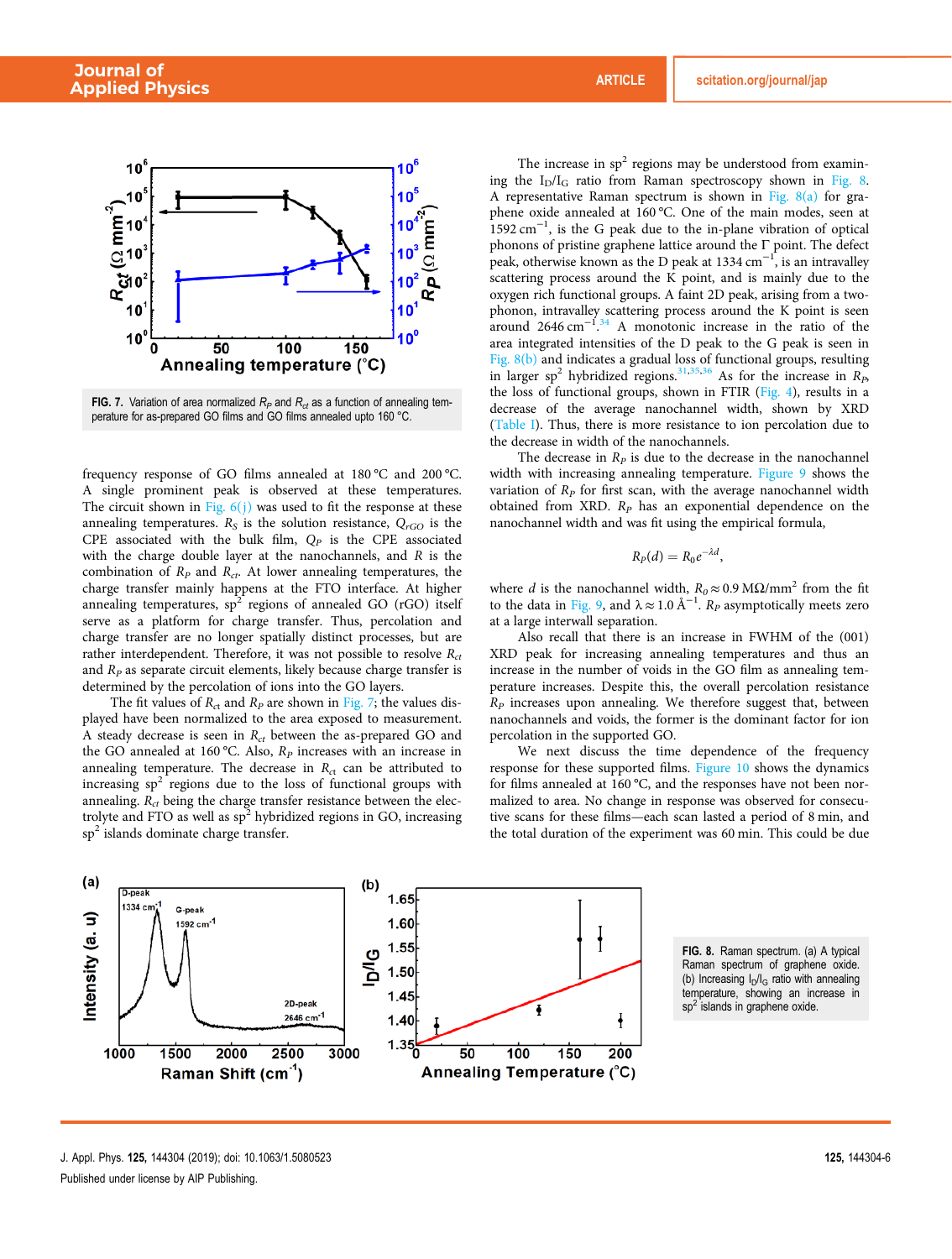FIG. 7. Variation of area normalized $R_P$ and $R_{ct}$ as a function of annealing temperature for as-prepared GO films and GO films annealed upto 160 °C.

frequency response of GO films annealed at 180 °C and 200 °C. A single prominent peak is observed at these temperatures. The circuit shown in Fig. 6(j) was used to fit the response at these annealing temperatures. $R_S$ is the solution resistance, $Q_{rGO}$ is the CPE associated with the bulk film, $Q_P$ is the CPE associated with the charge double layer at the nanochannels, and $R$ is the combination of $R_P$ and $R_{ct}$. At lower annealing temperatures, the charge transfer mainly happens at the FTO interface. At higher annealing temperatures, sp[2] regions of annealed GO (rGO) itself serve as a platform for charge transfer. Thus, percolation and charge transfer are no longer spatially distinct processes, but are rather interdependent. Therefore, it was not possible to resolve $R_{ct}$ and $R_P$ as separate circuit elements, likely because charge transfer is determined by the percolation of ions into the GO layers.

The fit values of $R_{ct}$ and $R_P$ are shown in Fig. 7; the values displayed have been normalized to the area exposed to measurement. A steady decrease is seen in $R_{ct}$ between the as-prepared GO and the GO annealed at 160 °C. Also, $R_P$ increases with an increase in annealing temperature. The decrease in $R_{ct}$ can be attributed to increasing sp[2] regions due to the loss of functional groups with annealing. $R_{ct}$ being the charge transfer resistance between the electrolyte and FTO as well as sp[2] hybridized regions in GO, increasing sp[2] islands dominate charge transfer.

The increase in sp[2] regions may be understood from examining the $I_D/I_G$ ratio from Raman spectroscopy shown in Fig. 8. A representative Raman spectrum is shown in Fig. 8(a) for graphene oxide annealed at 160 °C. One of the main modes, seen at 1592 cm$^{-1}$, is the G peak due to the in-plane vibration of optical phonons of pristine graphene lattice around the Γ point. The defect peak, otherwise known as the D peak at 1334 cm$^{-1}$, is an intravalley scattering process around the K point, and is mainly due to the oxygen rich functional groups. A faint 2D peak, arising from a two-phonon, intravalley scattering process around the K point is seen around 2646 cm$^{-1}$.[34] A monotonic increase in the ratio of the area integrated intensities of the D peak to the G peak is seen in Fig. 8(b) and indicates a gradual loss of functional groups, resulting in larger sp[2] hybridized regions.[31,35,36] As for the increase in $R_P$, the loss of functional groups, shown in FTIR (Fig. 4), results in a decrease of the average nanochannel width, shown by XRD (Table I). Thus, there is more resistance to ion percolation due to the decrease in width of the nanochannels.

The decrease in $R_P$ is due to the decrease in the nanochannel width with increasing annealing temperature. Figure 9 shows the variation of $R_P$ for first scan, with the average nanochannel width obtained from XRD. $R_P$ has an exponential dependence on the nanochannel width and was fit using the empirical formula,

$$R_P(d) = R_0 e^{-\lambda d},$$

where $d$ is the nanochannel width, $R_0 \approx 0.9\ \text{M}\Omega/\text{mm}^2$ from the fit to the data in Fig. 9, and $\lambda \approx 1.0\ \text{Å}^{-1}$. $R_P$ asymptotically meets zero at a large interwall separation.

Also recall that there is an increase in FWHM of the (001) XRD peak for increasing annealing temperatures and thus an increase in the number of voids in the GO film as annealing temperature increases. Despite this, the overall percolation resistance $R_P$ increases upon annealing. We therefore suggest that, between nanochannels and voids, the former is the dominant factor for ion percolation in the supported GO.

We next discuss the time dependence of the frequency response for these supported films. Figure 10 shows the dynamics for films annealed at 160 °C, and the responses have not been normalized to area. No change in response was observed for consecutive scans for these films—each scan lasted a period of 8 min, and the total duration of the experiment was 60 min. This could be due

FIG. 8. Raman spectrum. (a) A typical Raman spectrum of graphene oxide. (b) Increasing $I_D/I_G$ ratio with annealing temperature, showing an increase in sp[2] islands in graphene oxide.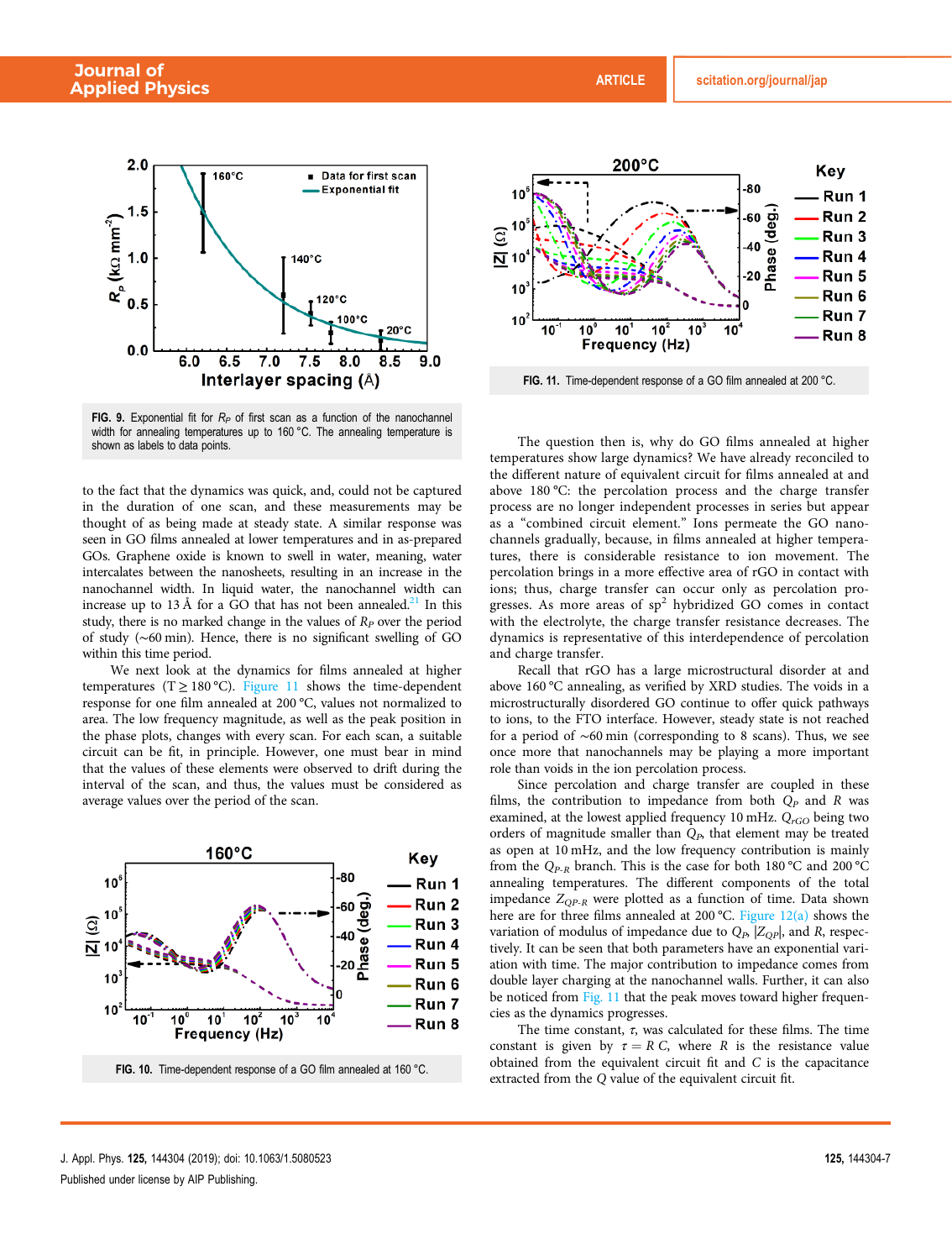FIG. 9. Exponential fit for $R_P$ of first scan as a function of the nanochannel width for annealing temperatures up to 160 °C. The annealing temperature is shown as labels to data points.

to the fact that the dynamics was quick, and, could not be captured in the duration of one scan, and these measurements may be thought of as being made at steady state. A similar response was seen in GO films annealed at lower temperatures and in as-prepared GOs. Graphene oxide is known to swell in water, meaning, water intercalates between the nanosheets, resulting in an increase in the nanochannel width. In liquid water, the nanochannel width can increase up to 13 Å for a GO that has not been annealed.[21] In this study, there is no marked change in the values of $R_P$ over the period of study (∼60 min). Hence, there is no significant swelling of GO within this time period.

We next look at the dynamics for films annealed at higher temperatures (T ≥ 180 °C). Figure 11 shows the time-dependent response for one film annealed at 200 °C, values not normalized to area. The low frequency magnitude, as well as the peak position in the phase plots, changes with every scan. For each scan, a suitable circuit can be fit, in principle. However, one must bear in mind that the values of these elements were observed to drift during the interval of the scan, and thus, the values must be considered as average values over the period of the scan.

FIG. 10. Time-dependent response of a GO film annealed at 160 °C.

FIG. 11. Time-dependent response of a GO film annealed at 200 °C.

The question then is, why do GO films annealed at higher temperatures show large dynamics? We have already reconciled to the different nature of equivalent circuit for films annealed at and above 180 °C: the percolation process and the charge transfer process are no longer independent processes in series but appear as a "combined circuit element." Ions permeate the GO nanochannels gradually, because, in films annealed at higher temperatures, there is considerable resistance to ion movement. The percolation brings in a more effective area of rGO in contact with ions; thus, charge transfer can occur only as percolation progresses. As more areas of $sp^2$ hybridized GO comes in contact with the electrolyte, the charge transfer resistance decreases. The dynamics is representative of this interdependence of percolation and charge transfer.

Recall that rGO has a large microstructural disorder at and above 160 °C annealing, as verified by XRD studies. The voids in a microstructurally disordered GO continue to offer quick pathways to ions, to the FTO interface. However, steady state is not reached for a period of ∼60 min (corresponding to 8 scans). Thus, we see once more that nanochannels may be playing a more important role than voids in the ion percolation process.

Since percolation and charge transfer are coupled in these films, the contribution to impedance from both $Q_P$ and $R$ was examined, at the lowest applied frequency 10 mHz. $Q_{rGO}$ being two orders of magnitude smaller than $Q_P$, that element may be treated as open at 10 mHz, and the low frequency contribution is mainly from the $Q_{P\text{-}R}$ branch. This is the case for both 180 °C and 200 °C annealing temperatures. The different components of the total impedance $Z_{QP\text{-}R}$ were plotted as a function of time. Data shown here are for three films annealed at 200 °C. Figure 12(a) shows the variation of modulus of impedance due to $Q_P$, $|Z_{QP}|$, and $R$, respectively. It can be seen that both parameters have an exponential variation with time. The major contribution to impedance comes from double layer charging at the nanochannel walls. Further, it can also be noticed from Fig. 11 that the peak moves toward higher frequencies as the dynamics progresses.

The time constant, $\tau$, was calculated for these films. The time constant is given by $\tau = R\,C$, where $R$ is the resistance value obtained from the equivalent circuit fit and $C$ is the capacitance extracted from the $Q$ value of the equivalent circuit fit.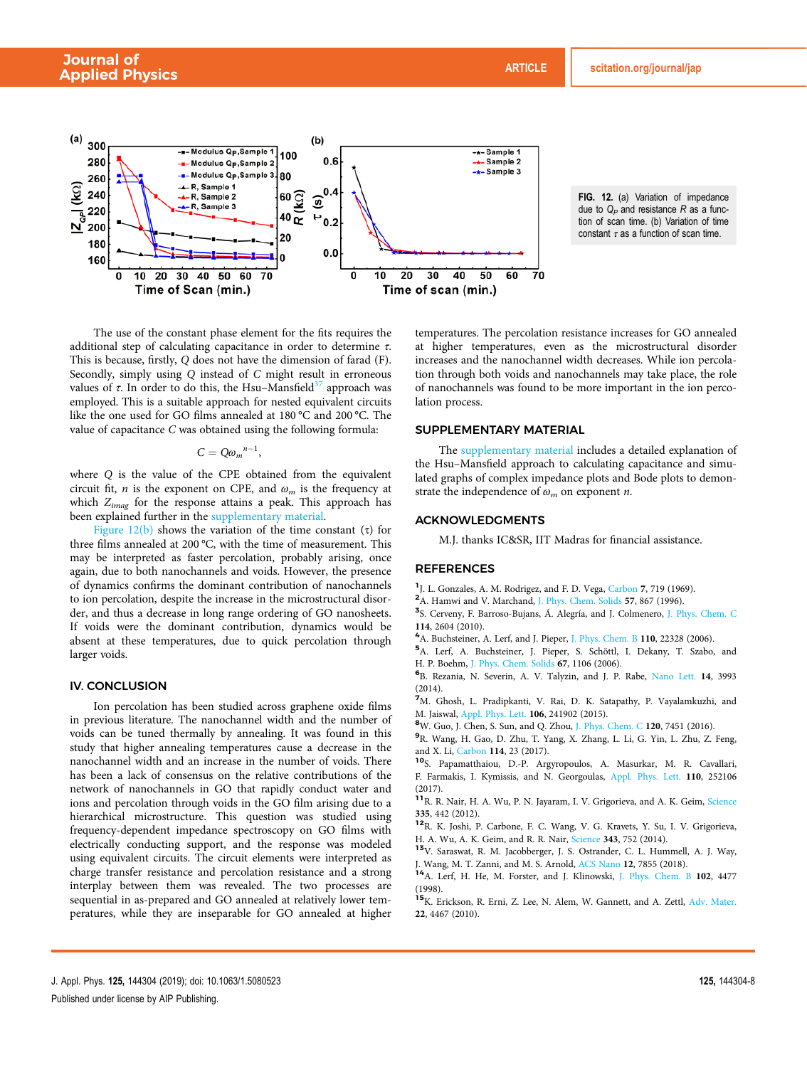FIG. 12. (a) Variation of impedance due to $Q_P$ and resistance $R$ as a function of scan time. (b) Variation of time constant $\tau$ as a function of scan time.

The use of the constant phase element for the fits requires the additional step of calculating capacitance in order to determine $\tau$. This is because, firstly, $Q$ does not have the dimension of farad (F). Secondly, simply using $Q$ instead of $C$ might result in erroneous values of $\tau$. In order to do this, the Hsu–Mansfield[37] approach was employed. This is a suitable approach for nested equivalent circuits like the one used for GO films annealed at 180 °C and 200 °C. The value of capacitance $C$ was obtained using the following formula:

$$C = Q{\omega_m}^{n-1},$$

where $Q$ is the value of the CPE obtained from the equivalent circuit fit, $n$ is the exponent on CPE, and $\omega_m$ is the frequency at which $Z_{imag}$ for the response attains a peak. This approach has been explained further in the supplementary material.

Figure 12(b) shows the variation of the time constant ($\tau$) for three films annealed at 200 °C, with the time of measurement. This may be interpreted as faster percolation, probably arising, once again, due to both nanochannels and voids. However, the presence of dynamics confirms the dominant contribution of nanochannels to ion percolation, despite the increase in the microstructural disorder, and thus a decrease in long range ordering of GO nanosheets. If voids were the dominant contribution, dynamics would be absent at these temperatures, due to quick percolation through larger voids.

## IV. CONCLUSION

Ion percolation has been studied across graphene oxide films in previous literature. The nanochannel width and the number of voids can be tuned thermally by annealing. It was found in this study that higher annealing temperatures cause a decrease in the nanochannel width and an increase in the number of voids. There has been a lack of consensus on the relative contributions of the network of nanochannels in GO that rapidly conduct water and ions and percolation through voids in the GO film arising due to a hierarchical microstructure. This question was studied using frequency-dependent impedance spectroscopy on GO films with electrically conducting support, and the response was modeled using equivalent circuits. The circuit elements were interpreted as charge transfer resistance and percolation resistance and a strong interplay between them was revealed. The two processes are sequential in as-prepared and GO annealed at relatively lower temperatures, while they are inseparable for GO annealed at higher temperatures. The percolation resistance increases for GO annealed at higher temperatures, even as the microstructural disorder increases and the nanochannel width decreases. While ion percolation through both voids and nanochannels may take place, the role of nanochannels was found to be more important in the ion percolation process.

## SUPPLEMENTARY MATERIAL

The supplementary material includes a detailed explanation of the Hsu–Mansfield approach to calculating capacitance and simulated graphs of complex impedance plots and Bode plots to demonstrate the independence of $\omega_m$ on exponent $n$.

## ACKNOWLEDGMENTS

M.J. thanks IC&SR, IIT Madras for financial assistance.

## REFERENCES

[1] J. L. Gonzales, A. M. Rodrigez, and F. D. Vega, Carbon **7**, 719 (1969).
[2] A. Hamwi and V. Marchand, J. Phys. Chem. Solids **57**, 867 (1996).
[3] S. Cerveny, F. Barroso-Bujans, Á. Alegría, and J. Colmenero, J. Phys. Chem. C **114**, 2604 (2010).
[4] A. Buchsteiner, A. Lerf, and J. Pieper, J. Phys. Chem. B **110**, 22328 (2006).
[5] A. Lerf, A. Buchsteiner, J. Pieper, S. Schöttl, I. Dekany, T. Szabo, and H. P. Boehm, J. Phys. Chem. Solids **67**, 1106 (2006).
[6] B. Rezania, N. Severin, A. V. Talyzin, and J. P. Rabe, Nano Lett. **14**, 3993 (2014).
[7] M. Ghosh, L. Pradipkanti, V. Rai, D. K. Satapathy, P. Vayalamkuzhi, and M. Jaiswal, Appl. Phys. Lett. **106**, 241902 (2015).
[8] W. Guo, J. Chen, S. Sun, and Q. Zhou, J. Phys. Chem. C **120**, 7451 (2016).
[9] R. Wang, H. Gao, D. Zhu, T. Yang, X. Zhang, L. Li, G. Yin, L. Zhu, C. Feng, and X. Li, Carbon **114**, 23 (2017).
[10] S. Papamatthaiou, D.-P. Argyropoulos, A. Masurkar, M. R. Cavallari, F. Farmakis, I. Kymissis, and N. Georgoulas, Appl. Phys. Lett. **110**, 252106 (2017).
[11] R. R. Nair, H. A. Wu, P. N. Jayaram, I. V. Grigorieva, and A. K. Geim, Science **335**, 442 (2012).
[12] R. K. Joshi, P. Carbone, F. C. Wang, V. G. Kravets, Y. Su, I. V. Grigorieva, H. A. Wu, A. K. Geim, and R. R. Nair, Science **343**, 752 (2014).
[13] V. Saraswat, R. M. Jacobberger, J. S. Ostrander, C. L. Hummell, A. J. Way, J. Wang, M. T. Zanni, and M. S. Arnold, ACS Nano **12**, 7855 (2018).
[14] A. Lerf, H. He, M. Forster, and J. Klinowski, J. Phys. Chem. B **102**, 4477 (1998).
[15] K. Erickson, R. Erni, Z. Lee, N. Alem, W. Gannett, and A. Zettl, Adv. Mater. **22**, 4467 (2010).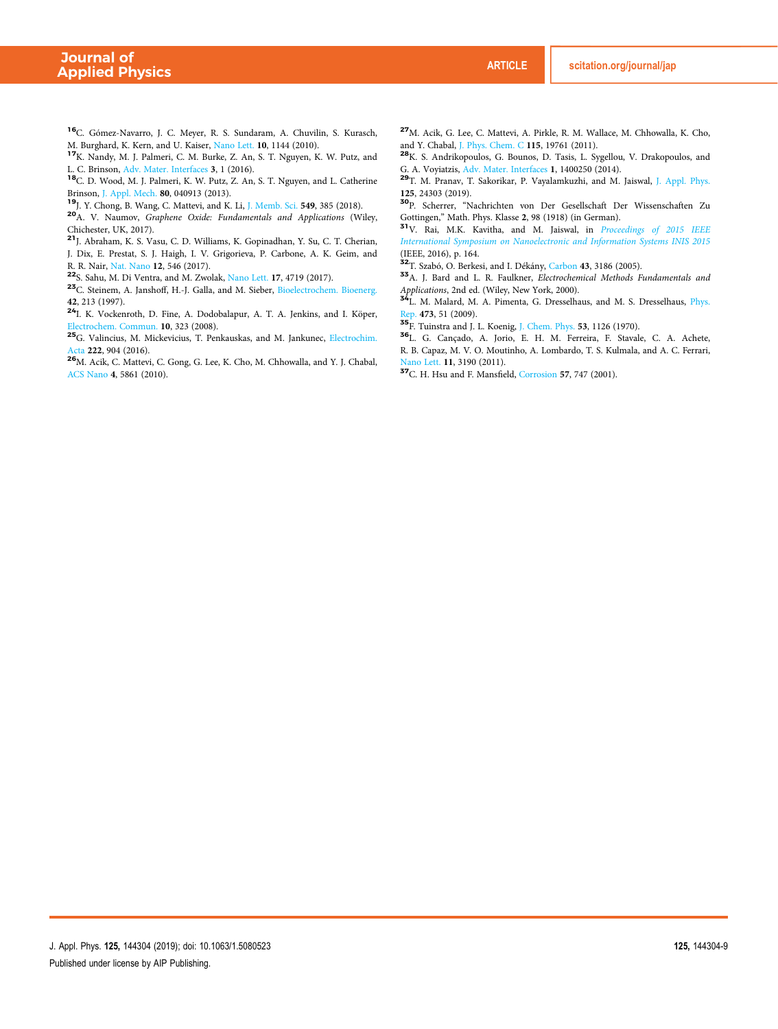[16]C. Gómez-Navarro, J. C. Meyer, R. S. Sundaram, A. Chuvilin, S. Kurasch, M. Burghard, K. Kern, and U. Kaiser, Nano Lett. **10**, 1144 (2010).
[17]K. Nandy, M. J. Palmeri, C. M. Burke, Z. An, S. T. Nguyen, K. W. Putz, and L. C. Brinson, Adv. Mater. Interfaces **3**, 1 (2016).
[18]C. D. Wood, M. J. Palmeri, K. W. Putz, Z. An, S. T. Nguyen, and L. Catherine Brinson, J. Appl. Mech. **80**, 040913 (2013).
[19]J. Y. Chong, B. Wang, C. Mattevi, and K. Li, J. Memb. Sci. **549**, 385 (2018).
[20]A. V. Naumov, *Graphene Oxide: Fundamentals and Applications* (Wiley, Chichester, UK, 2017).
[21]J. Abraham, K. S. Vasu, C. D. Williams, K. Gopinadhan, Y. Su, C. T. Cherian, J. Dix, E. Prestat, S. J. Haigh, I. V. Grigorieva, P. Carbone, A. K. Geim, and R. R. Nair, Nat. Nano **12**, 546 (2017).
[22]S. Sahu, M. Di Ventra, and M. Zwolak, Nano Lett. **17**, 4719 (2017).
[23]C. Steinem, A. Janshoff, H.-J. Galla, and M. Sieber, Bioelectrochem. Bioenerg. **42**, 213 (1997).
[24]I. K. Vockenroth, D. Fine, A. Dodobalapur, A. T. A. Jenkins, and I. Köper, Electrochem. Commun. **10**, 323 (2008).
[25]G. Valincius, M. Mickevicius, T. Penkauskas, and M. Jankunec, Electrochim. Acta **222**, 904 (2016).
[26]M. Acik, C. Mattevi, C. Gong, G. Lee, K. Cho, M. Chhowalla, and Y. J. Chabal, ACS Nano **4**, 5861 (2010).
[27]M. Acik, G. Lee, C. Mattevi, A. Pirkle, R. M. Wallace, M. Chhowalla, K. Cho, and Y. Chabal, J. Phys. Chem. C **115**, 19761 (2011).
[28]K. S. Andrikopoulos, G. Bounos, D. Tasis, L. Sygellou, V. Drakopoulos, and G. A. Voyiatzis, Adv. Mater. Interfaces **1**, 1400250 (2014).
[29]T. M. Pranav, T. Sakorikar, P. Vayalamkuzhi, and M. Jaiswal, J. Appl. Phys. **125**, 24303 (2019).
[30]P. Scherrer, "Nachrichten von Der Gesellschaft Der Wissenschaften Zu Gottingen," Math. Phys. Klasse **2**, 98 (1918) (in German).
[31]V. Rai, M.K. Kavitha, and M. Jaiswal, in *Proceedings of 2015 IEEE International Symposium on Nanoelectronic and Information Systems INIS 2015* (IEEE, 2016), p. 164.
[32]T. Szabó, O. Berkesi, and I. Dékány, Carbon **43**, 3186 (2005).
[33]A. J. Bard and L. R. Faulkner, *Electrochemical Methods Fundamentals and Applications*, 2nd ed. (Wiley, New York, 2000).
[34]L. M. Malard, M. A. Pimenta, G. Dresselhaus, and M. S. Dresselhaus, Phys. Rep. **473**, 51 (2009).
[35]F. Tuinstra and J. L. Koenig, J. Chem. Phys. **53**, 1126 (1970).
[36]L. G. Cançado, A. Jorio, E. H. M. Ferreira, F. Stavale, C. A. Achete, R. B. Capaz, M. V. O. Moutinho, A. Lombardo, T. S. Kulmala, and A. C. Ferrari, Nano Lett. **11**, 3190 (2011).
[37]C. H. Hsu and F. Mansfield, Corrosion **57**, 747 (2001).